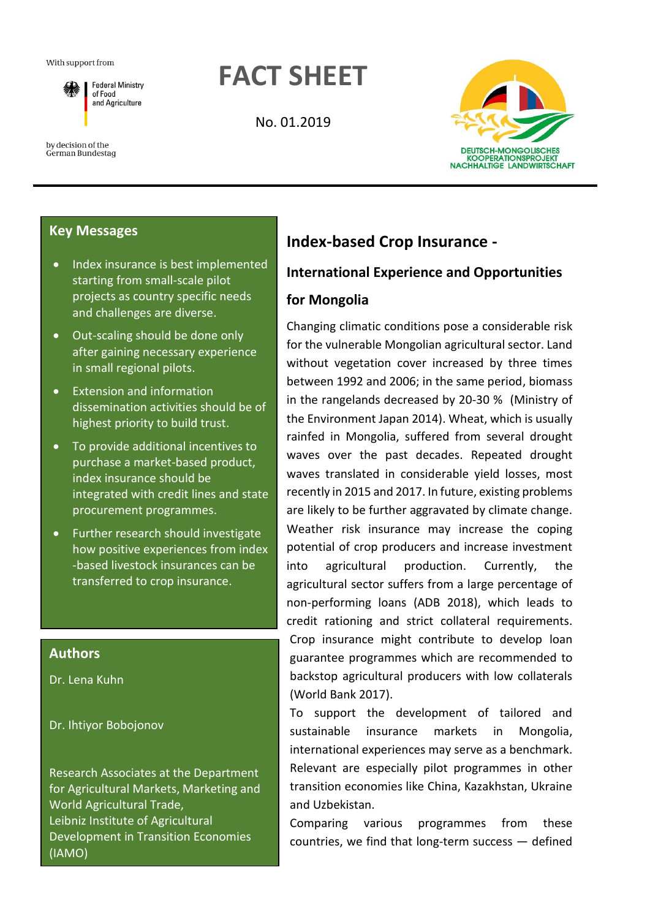With support from

Federal Ministry of Food and Agriculture

by decision of the German Bundestag

# FACT SHEET

No. 01.2019

DEUTSCH-MONGOLISCHES KOOPERATIONSPROJEKT NACHHALTIGE LANDWIRTSCHAFT

## Key Messages

- Index insurance is best implemented starting from small-scale pilot projects as country specific needs and challenges are diverse.
- Out-scaling should be done only after gaining necessary experience in small regional pilots.
- Extension and information dissemination activities should be of highest priority to build trust.
- To provide additional incentives to purchase a market-based product, index insurance should be integrated with credit lines and state procurement programmes.
- Further research should investigate how positive experiences from index -based livestock insurances can be transferred to crop insurance.

## Authors

Dr. Lena Kuhn

Dr. Ihtiyor Bobojonov

Research Associates at the Department for Agricultural Markets, Marketing and World Agricultural Trade, Leibniz Institute of Agricultural Development in Transition Economies (IAMO)

# Index-based Crop Insurance - International Experience and Opportunities for Mongolia

Changing climatic conditions pose a considerable risk for the vulnerable Mongolian agricultural sector. Land without vegetation cover increased by three times between 1992 and 2006; in the same period, biomass in the rangelands decreased by 20-30 % (Ministry of the Environment Japan 2014). Wheat, which is usually rainfed in Mongolia, suffered from several drought waves over the past decades. Repeated drought waves translated in considerable yield losses, most recently in 2015 and 2017. In future, existing problems are likely to be further aggravated by climate change. Weather risk insurance may increase the coping potential of crop producers and increase investment into agricultural production. Currently, the agricultural sector suffers from a large percentage of non-performing loans (ADB 2018), which leads to credit rationing and strict collateral requirements. Crop insurance might contribute to develop loan guarantee programmes which are recommended to backstop agricultural producers with low collaterals (World Bank 2017).

To support the development of tailored and sustainable insurance markets in Mongolia, international experiences may serve as a benchmark. Relevant are especially pilot programmes in other transition economies like China, Kazakhstan, Ukraine and Uzbekistan.

Comparing various programmes from these countries, we find that long-term success — defined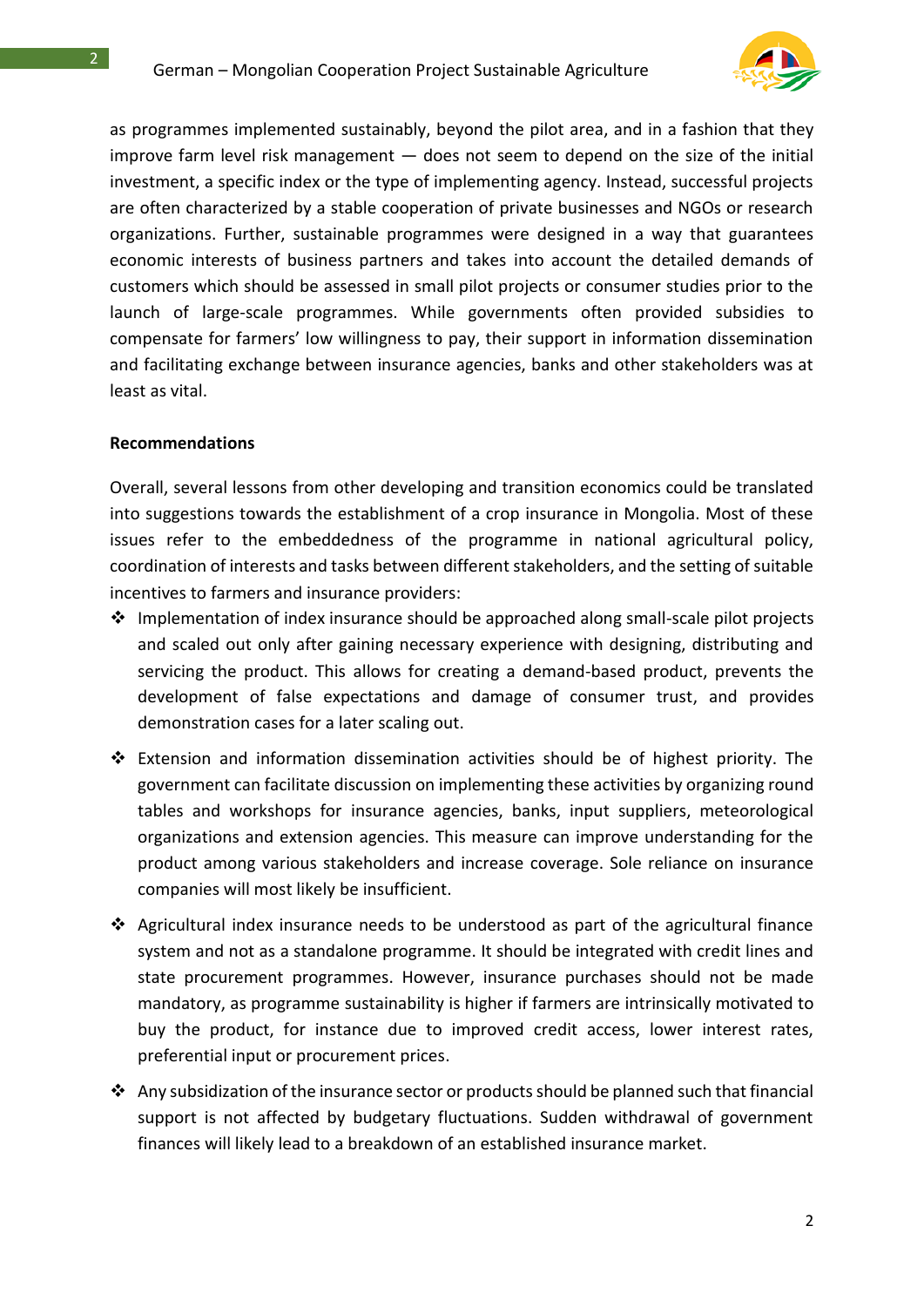as programmes implemented sustainably, beyond the pilot area, and in a fashion that they improve farm level risk management — does not seem to depend on the size of the initial investment, a specific index or the type of implementing agency. Instead, successful projects are often characterized by a stable cooperation of private businesses and NGOs or research organizations. Further, sustainable programmes were designed in a way that guarantees economic interests of business partners and takes into account the detailed demands of customers which should be assessed in small pilot projects or consumer studies prior to the launch of large-scale programmes. While governments often provided subsidies to compensate for farmers' low willingness to pay, their support in information dissemination and facilitating exchange between insurance agencies, banks and other stakeholders was at least as vital.

**Recommendations**

Overall, several lessons from other developing and transition economics could be translated into suggestions towards the establishment of a crop insurance in Mongolia. Most of these issues refer to the embeddedness of the programme in national agricultural policy, coordination of interests and tasks between different stakeholders, and the setting of suitable incentives to farmers and insurance providers:

- Implementation of index insurance should be approached along small-scale pilot projects and scaled out only after gaining necessary experience with designing, distributing and servicing the product. This allows for creating a demand-based product, prevents the development of false expectations and damage of consumer trust, and provides demonstration cases for a later scaling out.
- Extension and information dissemination activities should be of highest priority. The government can facilitate discussion on implementing these activities by organizing round tables and workshops for insurance agencies, banks, input suppliers, meteorological organizations and extension agencies. This measure can improve understanding for the product among various stakeholders and increase coverage. Sole reliance on insurance companies will most likely be insufficient.
- Agricultural index insurance needs to be understood as part of the agricultural finance system and not as a standalone programme. It should be integrated with credit lines and state procurement programmes. However, insurance purchases should not be made mandatory, as programme sustainability is higher if farmers are intrinsically motivated to buy the product, for instance due to improved credit access, lower interest rates, preferential input or procurement prices.
- Any subsidization of the insurance sector or products should be planned such that financial support is not affected by budgetary fluctuations. Sudden withdrawal of government finances will likely lead to a breakdown of an established insurance market.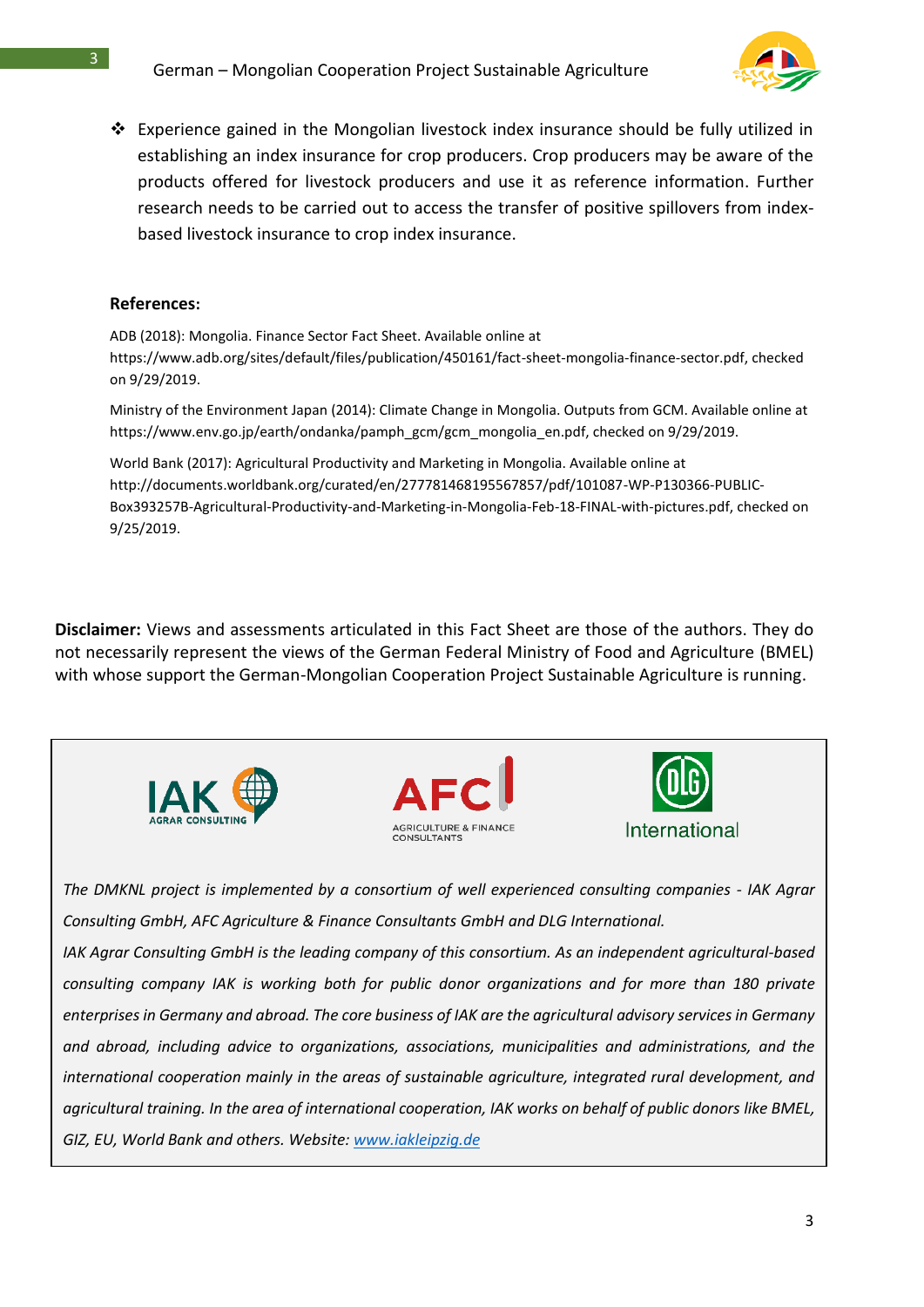- Experience gained in the Mongolian livestock index insurance should be fully utilized in establishing an index insurance for crop producers. Crop producers may be aware of the products offered for livestock producers and use it as reference information. Further research needs to be carried out to access the transfer of positive spillovers from index-based livestock insurance to crop index insurance.

**References:**

ADB (2018): Mongolia. Finance Sector Fact Sheet. Available online at https://www.adb.org/sites/default/files/publication/450161/fact-sheet-mongolia-finance-sector.pdf, checked on 9/29/2019.

Ministry of the Environment Japan (2014): Climate Change in Mongolia. Outputs from GCM. Available online at https://www.env.go.jp/earth/ondanka/pamph_gcm/gcm_mongolia_en.pdf, checked on 9/29/2019.

World Bank (2017): Agricultural Productivity and Marketing in Mongolia. Available online at http://documents.worldbank.org/curated/en/277781468195567857/pdf/101087-WP-P130366-PUBLIC-Box393257B-Agricultural-Productivity-and-Marketing-in-Mongolia-Feb-18-FINAL-with-pictures.pdf, checked on 9/25/2019.

**Disclaimer:** Views and assessments articulated in this Fact Sheet are those of the authors. They do not necessarily represent the views of the German Federal Ministry of Food and Agriculture (BMEL) with whose support the German-Mongolian Cooperation Project Sustainable Agriculture is running.

IAK AGRAR CONSULTING

AFC AGRICULTURE & FINANCE CONSULTANTS

DLG International

*The DMKNL project is implemented by a consortium of well experienced consulting companies - IAK Agrar Consulting GmbH, AFC Agriculture & Finance Consultants GmbH and DLG International.*

*IAK Agrar Consulting GmbH is the leading company of this consortium. As an independent agricultural-based consulting company IAK is working both for public donor organizations and for more than 180 private enterprises in Germany and abroad. The core business of IAK are the agricultural advisory services in Germany and abroad, including advice to organizations, associations, municipalities and administrations, and the international cooperation mainly in the areas of sustainable agriculture, integrated rural development, and agricultural training. In the area of international cooperation, IAK works on behalf of public donors like BMEL, GIZ, EU, World Bank and others. Website: [www.iakleipzig.de](http://www.iakleipzig.de)*